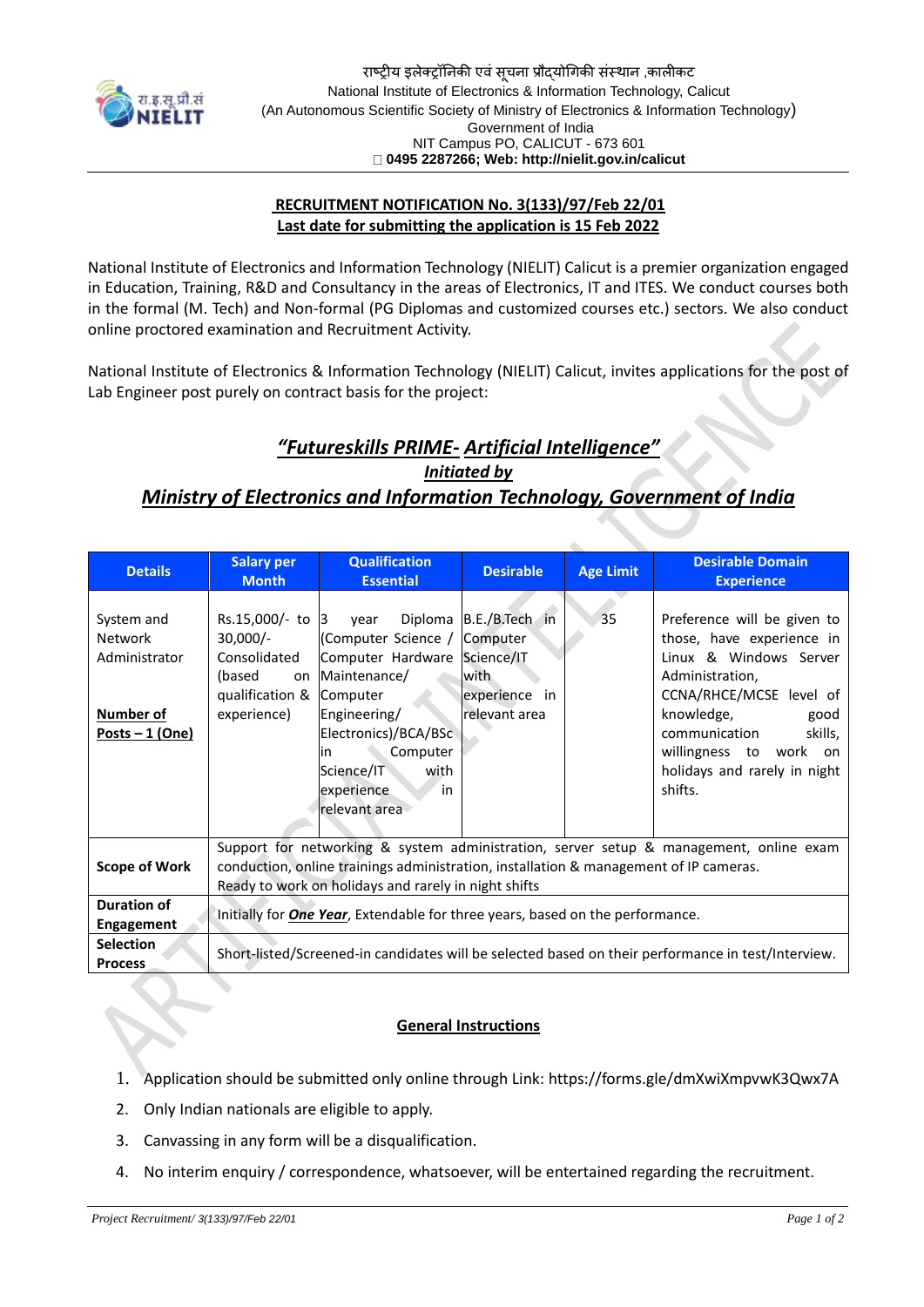राष्ट्रीय इलेक्ट्रॉनिकी एवं सूचना प्रौद्योगिकी संस्थान ,कालीकट
National Institute of Electronics & Information Technology, Calicut
(An Autonomous Scientific Society of Ministry of Electronics & Information Technology)
Government of India
NIT Campus PO, CALICUT - 673 601
**0495 2287266; Web: http://nielit.gov.in/calicut**

**RECRUITMENT NOTIFICATION No. 3(133)/97/Feb 22/01**
**Last date for submitting the application is 15 Feb 2022**

National Institute of Electronics and Information Technology (NIELIT) Calicut is a premier organization engaged in Education, Training, R&D and Consultancy in the areas of Electronics, IT and ITES. We conduct courses both in the formal (M. Tech) and Non-formal (PG Diplomas and customized courses etc.) sectors. We also conduct online proctored examination and Recruitment Activity.

National Institute of Electronics & Information Technology (NIELIT) Calicut, invites applications for the post of Lab Engineer post purely on contract basis for the project:

## *"Futureskills PRIME- Artificial Intelligence"*
### *Initiated by*
## *Ministry of Electronics and Information Technology, Government of India*

| Details | Salary per Month | Qualification Essential | Desirable | Age Limit | Desirable Domain Experience |
|---|---|---|---|---|---|
| System and Network Administrator<br><br>**Number of Posts – 1 (One)** | Rs.15,000/- to 30,000/- Consolidated (based on qualification & experience) | 3 year Diploma (Computer Science / Computer Hardware Maintenance/ Computer Engineering/ Electronics)/BCA/BSc in Computer Science/IT with experience in relevant area | B.E./B.Tech in Computer Science/IT with experience in relevant area | 35 | Preference will be given to those, have experience in Linux & Windows Server Administration, CCNA/RHCE/MCSE level of knowledge, good communication skills, willingness to work on holidays and rarely in night shifts. |
| **Scope of Work** | Support for networking & system administration, server setup & management, online exam conduction, online trainings administration, installation & management of IP cameras.<br>Ready to work on holidays and rarely in night shifts | | | | |
| **Duration of Engagement** | Initially for ***One Year***, Extendable for three years, based on the performance. | | | | |
| **Selection Process** | Short-listed/Screened-in candidates will be selected based on their performance in test/Interview. | | | | |

### General Instructions

1. Application should be submitted only online through Link: https://forms.gle/dmXwiXmpvwK3Qwx7A
2. Only Indian nationals are eligible to apply.
3. Canvassing in any form will be a disqualification.
4. No interim enquiry / correspondence, whatsoever, will be entertained regarding the recruitment.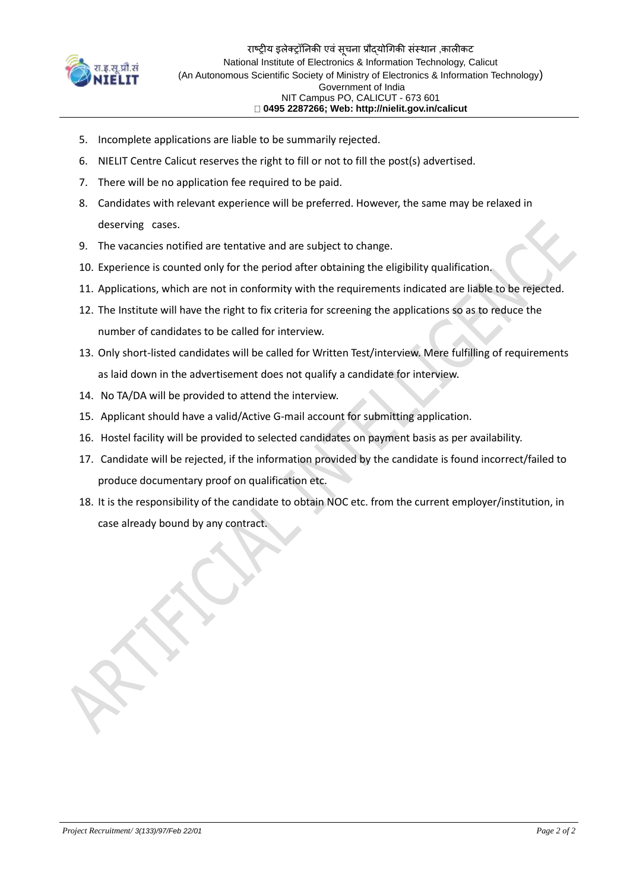5. Incomplete applications are liable to be summarily rejected.
6. NIELIT Centre Calicut reserves the right to fill or not to fill the post(s) advertised.
7. There will be no application fee required to be paid.
8. Candidates with relevant experience will be preferred. However, the same may be relaxed in deserving cases.
9. The vacancies notified are tentative and are subject to change.
10. Experience is counted only for the period after obtaining the eligibility qualification.
11. Applications, which are not in conformity with the requirements indicated are liable to be rejected.
12. The Institute will have the right to fix criteria for screening the applications so as to reduce the number of candidates to be called for interview.
13. Only short-listed candidates will be called for Written Test/interview. Mere fulfilling of requirements as laid down in the advertisement does not qualify a candidate for interview.
14. No TA/DA will be provided to attend the interview.
15. Applicant should have a valid/Active G-mail account for submitting application.
16. Hostel facility will be provided to selected candidates on payment basis as per availability.
17. Candidate will be rejected, if the information provided by the candidate is found incorrect/failed to produce documentary proof on qualification etc.
18. It is the responsibility of the candidate to obtain NOC etc. from the current employer/institution, in case already bound by any contract.